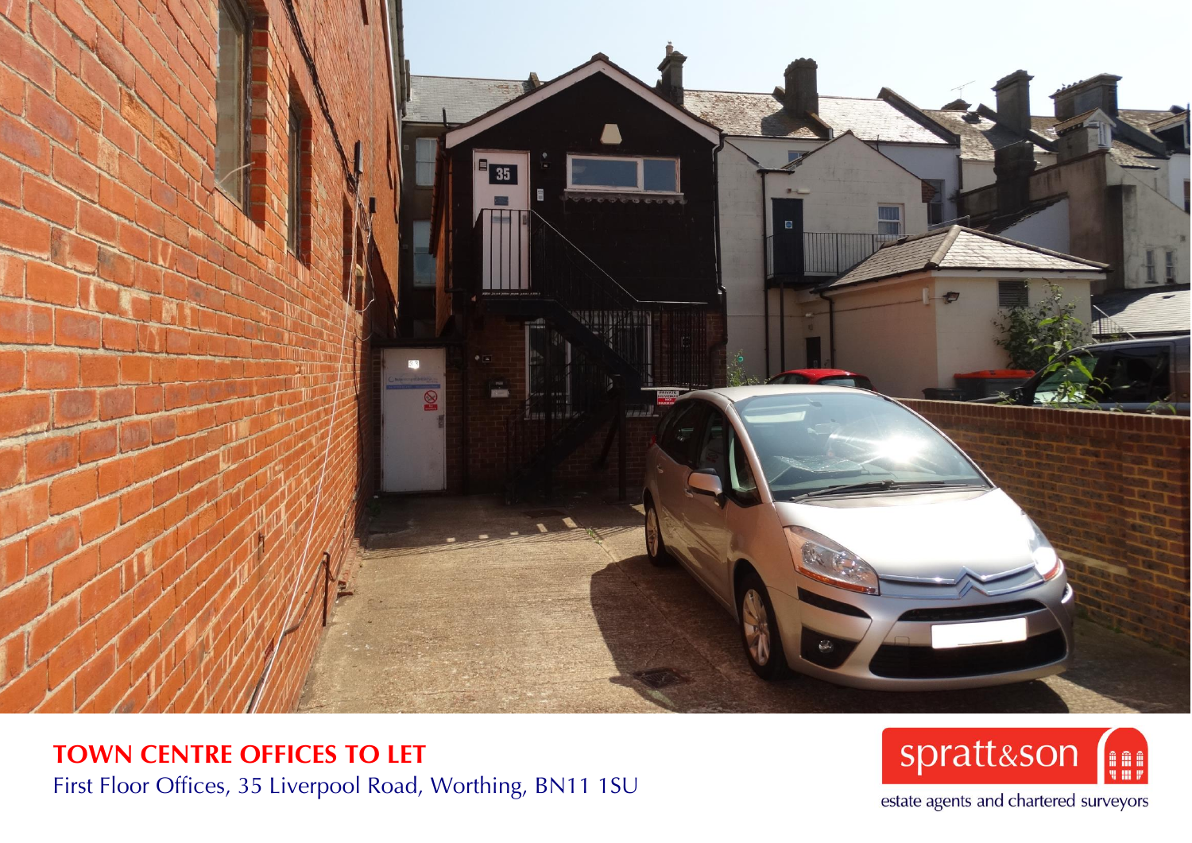# TOWN CENTRE OFFICES TO LET

First Floor Offices, 35 Liverpool Road, Worthing, BN11 1SU

spratt&son

estate agents and chartered surveyors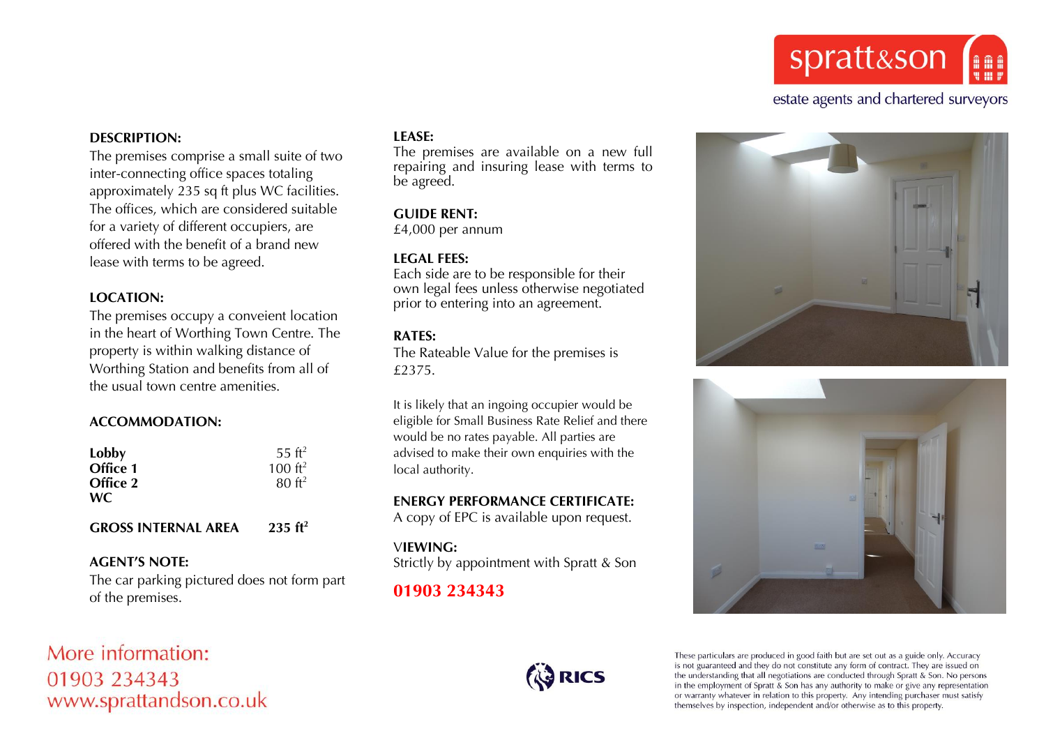spratt&son

estate agents and chartered surveyors

## DESCRIPTION:

The premises comprise a small suite of two inter-connecting office spaces totaling approximately 235 sq ft plus WC facilities. The offices, which are considered suitable for a variety of different occupiers, are offered with the benefit of a brand new lease with terms to be agreed.

## LOCATION:

The premises occupy a conveient location in the heart of Worthing Town Centre. The property is within walking distance of Worthing Station and benefits from all of the usual town centre amenities.

## ACCOMMODATION:

| | |
|---|---|
| **Lobby** | 55 $ft^2$ |
| **Office 1** | 100 $ft^2$ |
| **Office 2** | 80 $ft^2$ |
| **WC** | |
| **GROSS INTERNAL AREA** | **235 $ft^2$** |

## AGENT'S NOTE:

The car parking pictured does not form part of the premises.

## LEASE:

The premises are available on a new full repairing and insuring lease with terms to be agreed.

## GUIDE RENT:

£4,000 per annum

## LEGAL FEES:

Each side are to be responsible for their own legal fees unless otherwise negotiated prior to entering into an agreement.

## RATES:

The Rateable Value for the premises is £2375.

It is likely that an ingoing occupier would be eligible for Small Business Rate Relief and there would be no rates payable. All parties are advised to make their own enquiries with the local authority.

## ENERGY PERFORMANCE CERTIFICATE:

A copy of EPC is available upon request.

## VIEWING:

Strictly by appointment with Spratt & Son

**01903 234343**

More information:
01903 234343
www.sprattandson.co.uk

RICS

These particulars are produced in good faith but are set out as a guide only. Accuracy is not guaranteed and they do not constitute any form of contract. They are issued on the understanding that all negotiations are conducted through Spratt & Son. No persons in the employment of Spratt & Son has any authority to make or give any representation or warranty whatever in relation to this property. Any intending purchaser must satisfy themselves by inspection, independent and/or otherwise as to this property.